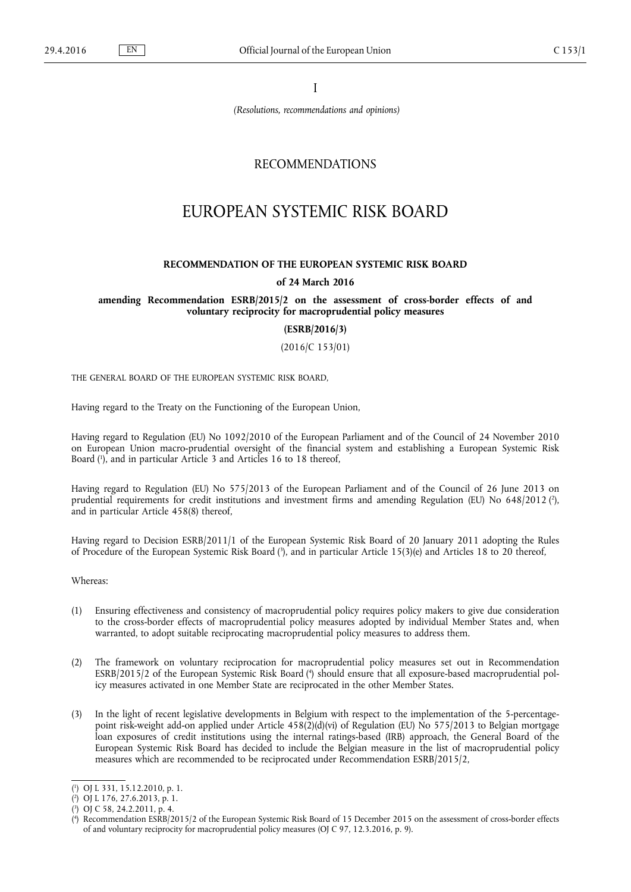I

*(Resolutions, recommendations and opinions)*

## RECOMMENDATIONS

# EUROPEAN SYSTEMIC RISK BOARD

**RECOMMENDATION OF THE EUROPEAN SYSTEMIC RISK BOARD**

**of 24 March 2016**

**amending Recommendation ESRB/2015/2 on the assessment of cross-border effects of and voluntary reciprocity for macroprudential policy measures**

**(ESRB/2016/3)**

(2016/C 153/01)

THE GENERAL BOARD OF THE EUROPEAN SYSTEMIC RISK BOARD,

Having regard to the Treaty on the Functioning of the European Union,

Having regard to Regulation (EU) No 1092/2010 of the European Parliament and of the Council of 24 November 2010 on European Union macro-prudential oversight of the financial system and establishing a European Systemic Risk Board [1], and in particular Article 3 and Articles 16 to 18 thereof,

Having regard to Regulation (EU) No 575/2013 of the European Parliament and of the Council of 26 June 2013 on prudential requirements for credit institutions and investment firms and amending Regulation (EU) No 648/2012 [2], and in particular Article 458(8) thereof,

Having regard to Decision ESRB/2011/1 of the European Systemic Risk Board of 20 January 2011 adopting the Rules of Procedure of the European Systemic Risk Board [3], and in particular Article 15(3)(e) and Articles 18 to 20 thereof,

Whereas:

(1) Ensuring effectiveness and consistency of macroprudential policy requires policy makers to give due consideration to the cross-border effects of macroprudential policy measures adopted by individual Member States and, when warranted, to adopt suitable reciprocating macroprudential policy measures to address them.

(2) The framework on voluntary reciprocation for macroprudential policy measures set out in Recommendation ESRB/2015/2 of the European Systemic Risk Board [4] should ensure that all exposure-based macroprudential policy measures activated in one Member State are reciprocated in the other Member States.

(3) In the light of recent legislative developments in Belgium with respect to the implementation of the 5-percentage-point risk-weight add-on applied under Article 458(2)(d)(vi) of Regulation (EU) No 575/2013 to Belgian mortgage loan exposures of credit institutions using the internal ratings-based (IRB) approach, the General Board of the European Systemic Risk Board has decided to include the Belgian measure in the list of macroprudential policy measures which are recommended to be reciprocated under Recommendation ESRB/2015/2,

---

[1] OJ L 331, 15.12.2010, p. 1.

[2] OJ L 176, 27.6.2013, p. 1.

[3] OJ C 58, 24.2.2011, p. 4.

[4] Recommendation ESRB/2015/2 of the European Systemic Risk Board of 15 December 2015 on the assessment of cross-border effects of and voluntary reciprocity for macroprudential policy measures (OJ C 97, 12.3.2016, p. 9).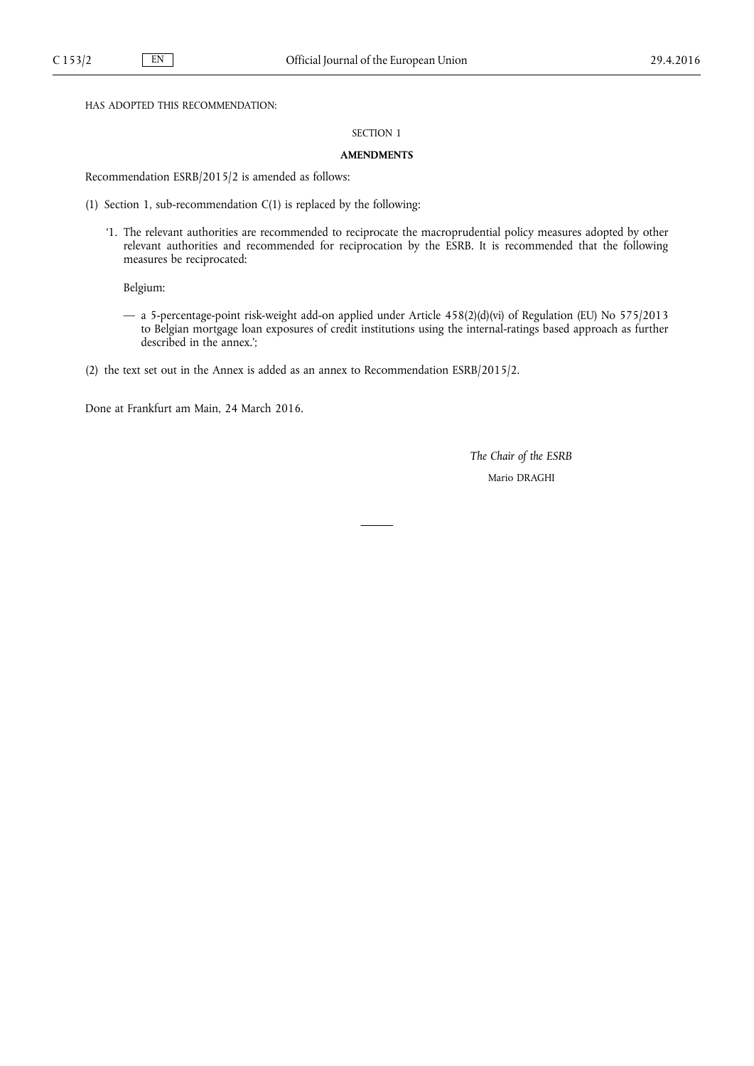HAS ADOPTED THIS RECOMMENDATION:

SECTION 1

**AMENDMENTS**

Recommendation ESRB/2015/2 is amended as follows:

(1) Section 1, sub-recommendation C(1) is replaced by the following:

'1. The relevant authorities are recommended to reciprocate the macroprudential policy measures adopted by other relevant authorities and recommended for reciprocation by the ESRB. It is recommended that the following measures be reciprocated:

Belgium:

— a 5-percentage-point risk-weight add-on applied under Article 458(2)(d)(vi) of Regulation (EU) No 575/2013 to Belgian mortgage loan exposures of credit institutions using the internal-ratings based approach as further described in the annex.';

(2) the text set out in the Annex is added as an annex to Recommendation ESRB/2015/2.

Done at Frankfurt am Main, 24 March 2016.

*The Chair of the ESRB*

Mario DRAGHI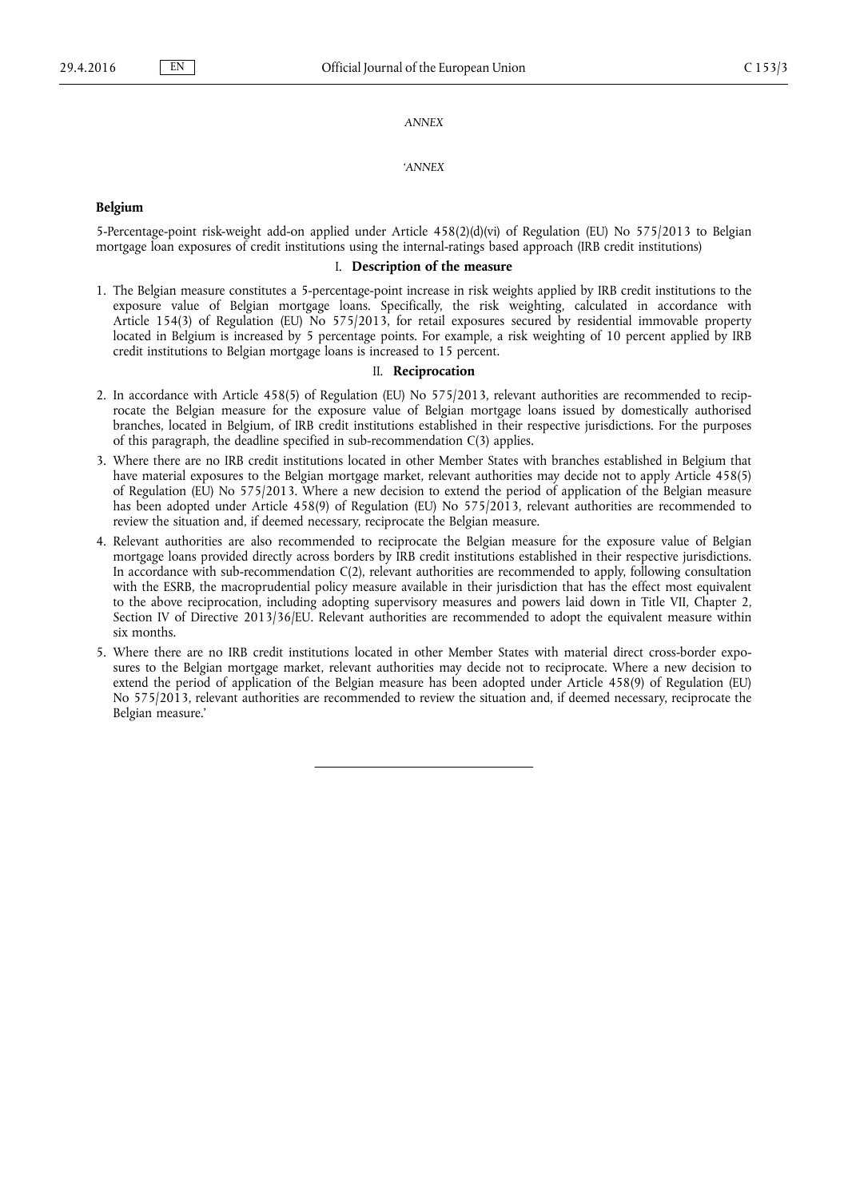*ANNEX*

*'ANNEX*

**Belgium**

5-Percentage-point risk-weight add-on applied under Article 458(2)(d)(vi) of Regulation (EU) No 575/2013 to Belgian mortgage loan exposures of credit institutions using the internal-ratings based approach (IRB credit institutions)

## I. **Description of the measure**

1. The Belgian measure constitutes a 5-percentage-point increase in risk weights applied by IRB credit institutions to the exposure value of Belgian mortgage loans. Specifically, the risk weighting, calculated in accordance with Article 154(3) of Regulation (EU) No 575/2013, for retail exposures secured by residential immovable property located in Belgium is increased by 5 percentage points. For example, a risk weighting of 10 percent applied by IRB credit institutions to Belgian mortgage loans is increased to 15 percent.

## II. **Reciprocation**

2. In accordance with Article 458(5) of Regulation (EU) No 575/2013, relevant authorities are recommended to reciprocate the Belgian measure for the exposure value of Belgian mortgage loans issued by domestically authorised branches, located in Belgium, of IRB credit institutions established in their respective jurisdictions. For the purposes of this paragraph, the deadline specified in sub-recommendation C(3) applies.

3. Where there are no IRB credit institutions located in other Member States with branches established in Belgium that have material exposures to the Belgian mortgage market, relevant authorities may decide not to apply Article 458(5) of Regulation (EU) No 575/2013. Where a new decision to extend the period of application of the Belgian measure has been adopted under Article 458(9) of Regulation (EU) No 575/2013, relevant authorities are recommended to review the situation and, if deemed necessary, reciprocate the Belgian measure.

4. Relevant authorities are also recommended to reciprocate the Belgian measure for the exposure value of Belgian mortgage loans provided directly across borders by IRB credit institutions established in their respective jurisdictions. In accordance with sub-recommendation C(2), relevant authorities are recommended to apply, following consultation with the ESRB, the macroprudential policy measure available in their jurisdiction that has the effect most equivalent to the above reciprocation, including adopting supervisory measures and powers laid down in Title VII, Chapter 2, Section IV of Directive 2013/36/EU. Relevant authorities are recommended to adopt the equivalent measure within six months.

5. Where there are no IRB credit institutions located in other Member States with material direct cross-border exposures to the Belgian mortgage market, relevant authorities may decide not to reciprocate. Where a new decision to extend the period of application of the Belgian measure has been adopted under Article 458(9) of Regulation (EU) No 575/2013, relevant authorities are recommended to review the situation and, if deemed necessary, reciprocate the Belgian measure.'